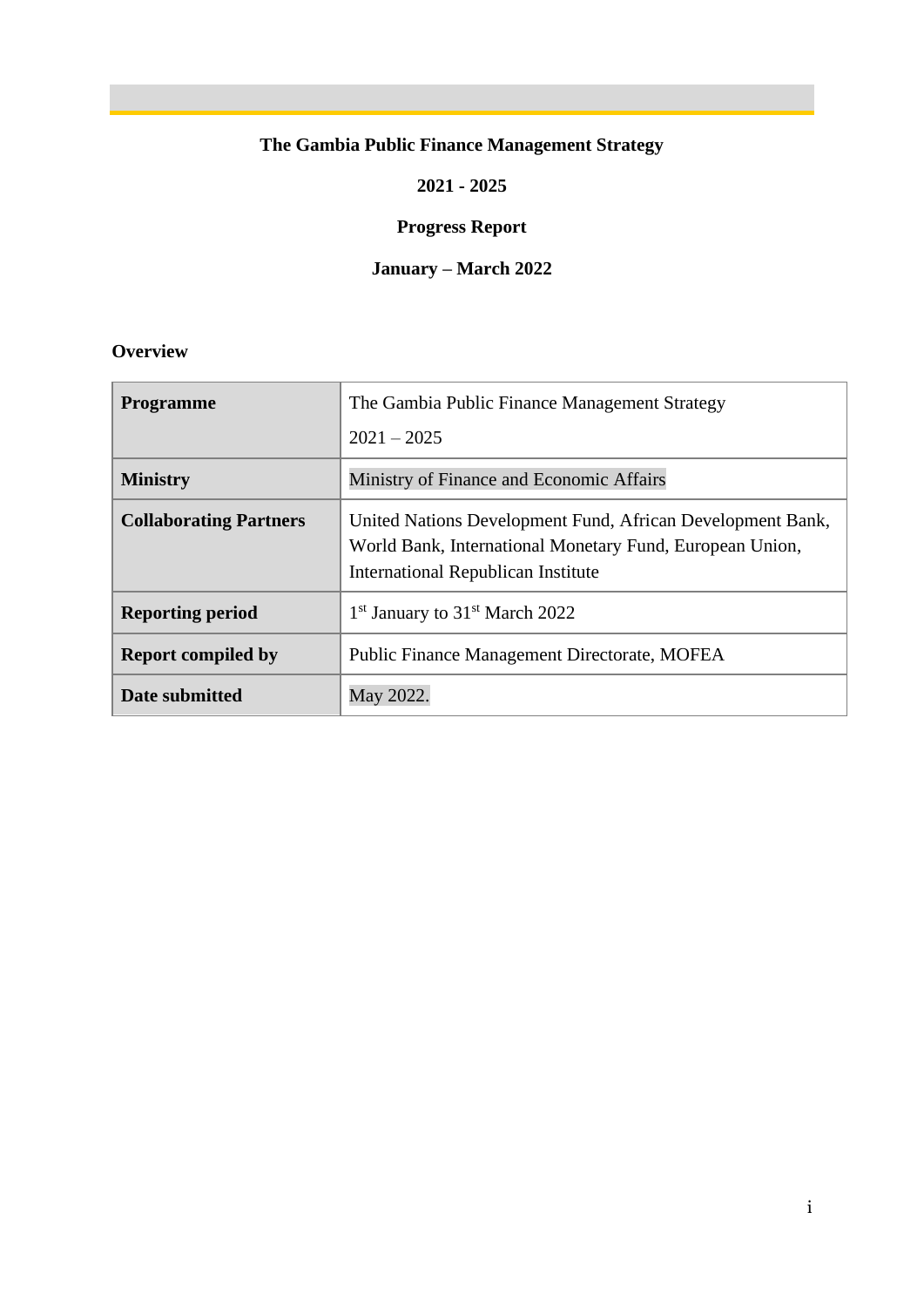**The Gambia Public Finance Management Strategy**

**2021 - 2025**

**Progress Report**

**January – March 2022**

**Overview**

| **Programme** | The Gambia Public Finance Management Strategy 2021 – 2025 |
|---|---|
| **Ministry** | Ministry of Finance and Economic Affairs |
| **Collaborating Partners** | United Nations Development Fund, African Development Bank, World Bank, International Monetary Fund, European Union, International Republican Institute |
| **Reporting period** | 1st January to 31st March 2022 |
| **Report compiled by** | Public Finance Management Directorate, MOFEA |
| **Date submitted** | May 2022. |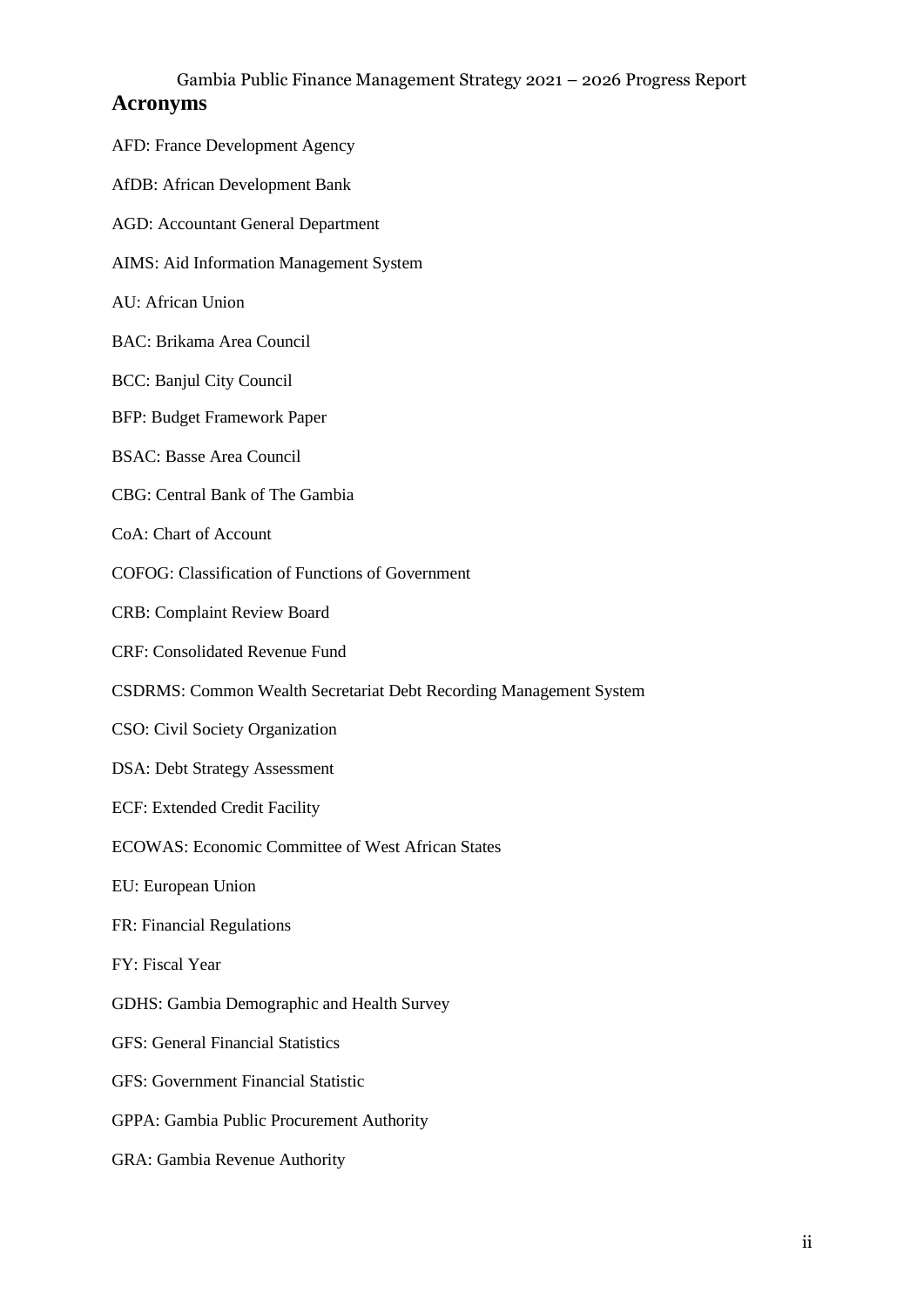## Acronyms

AFD: France Development Agency

AfDB: African Development Bank

AGD: Accountant General Department

AIMS: Aid Information Management System

AU: African Union

BAC: Brikama Area Council

BCC: Banjul City Council

BFP: Budget Framework Paper

BSAC: Basse Area Council

CBG: Central Bank of The Gambia

CoA: Chart of Account

COFOG: Classification of Functions of Government

CRB: Complaint Review Board

CRF: Consolidated Revenue Fund

CSDRMS: Common Wealth Secretariat Debt Recording Management System

CSO: Civil Society Organization

DSA: Debt Strategy Assessment

ECF: Extended Credit Facility

ECOWAS: Economic Committee of West African States

EU: European Union

FR: Financial Regulations

FY: Fiscal Year

GDHS: Gambia Demographic and Health Survey

GFS: General Financial Statistics

GFS: Government Financial Statistic

GPPA: Gambia Public Procurement Authority

GRA: Gambia Revenue Authority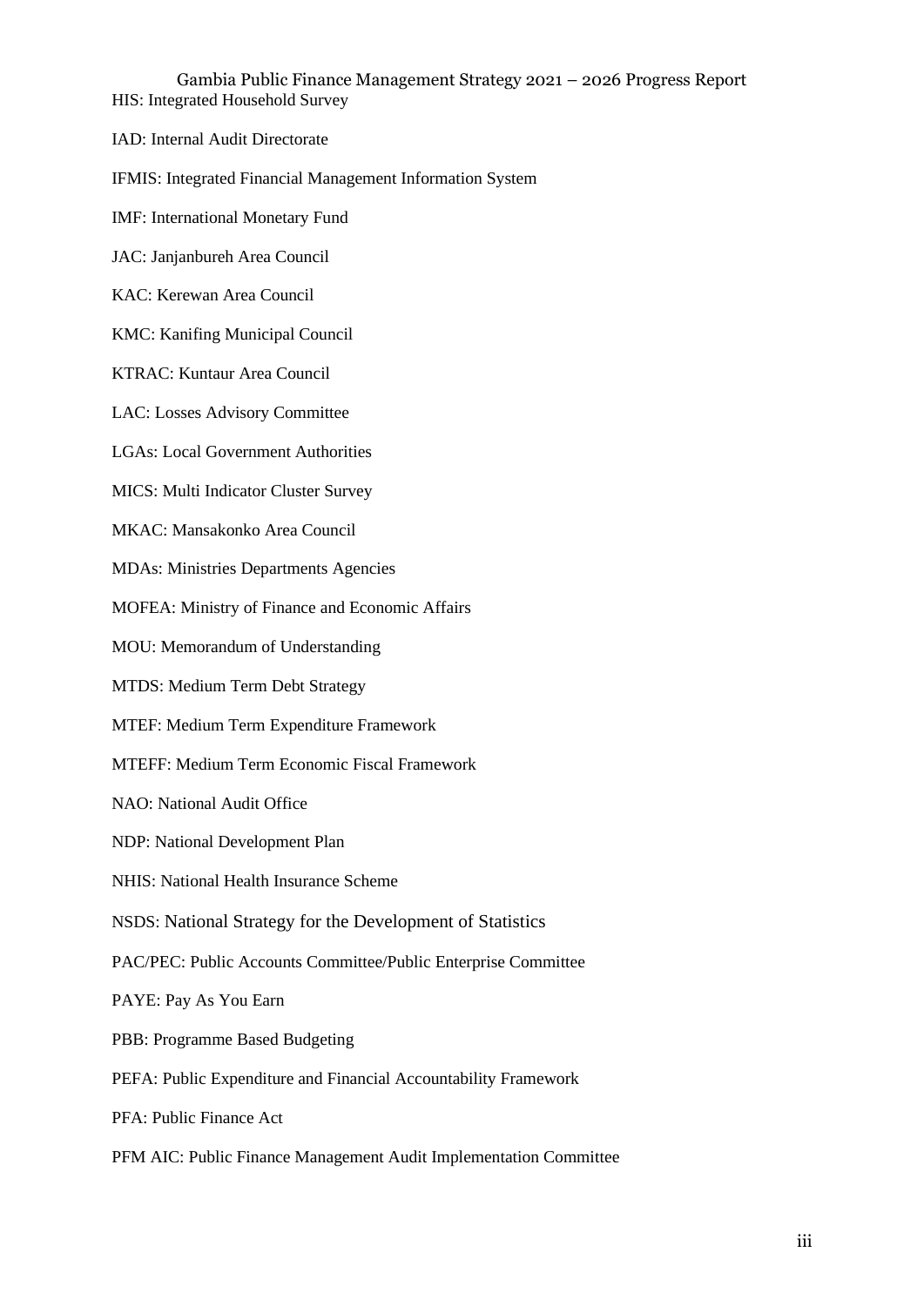HIS: Integrated Household Survey

IAD: Internal Audit Directorate

IFMIS: Integrated Financial Management Information System

IMF: International Monetary Fund

JAC: Janjanbureh Area Council

KAC: Kerewan Area Council

KMC: Kanifing Municipal Council

KTRAC: Kuntaur Area Council

LAC: Losses Advisory Committee

LGAs: Local Government Authorities

MICS: Multi Indicator Cluster Survey

MKAC: Mansakonko Area Council

MDAs: Ministries Departments Agencies

MOFEA: Ministry of Finance and Economic Affairs

MOU: Memorandum of Understanding

MTDS: Medium Term Debt Strategy

MTEF: Medium Term Expenditure Framework

MTEFF: Medium Term Economic Fiscal Framework

NAO: National Audit Office

NDP: National Development Plan

NHIS: National Health Insurance Scheme

NSDS: National Strategy for the Development of Statistics

PAC/PEC: Public Accounts Committee/Public Enterprise Committee

PAYE: Pay As You Earn

PBB: Programme Based Budgeting

PEFA: Public Expenditure and Financial Accountability Framework

PFA: Public Finance Act

PFM AIC: Public Finance Management Audit Implementation Committee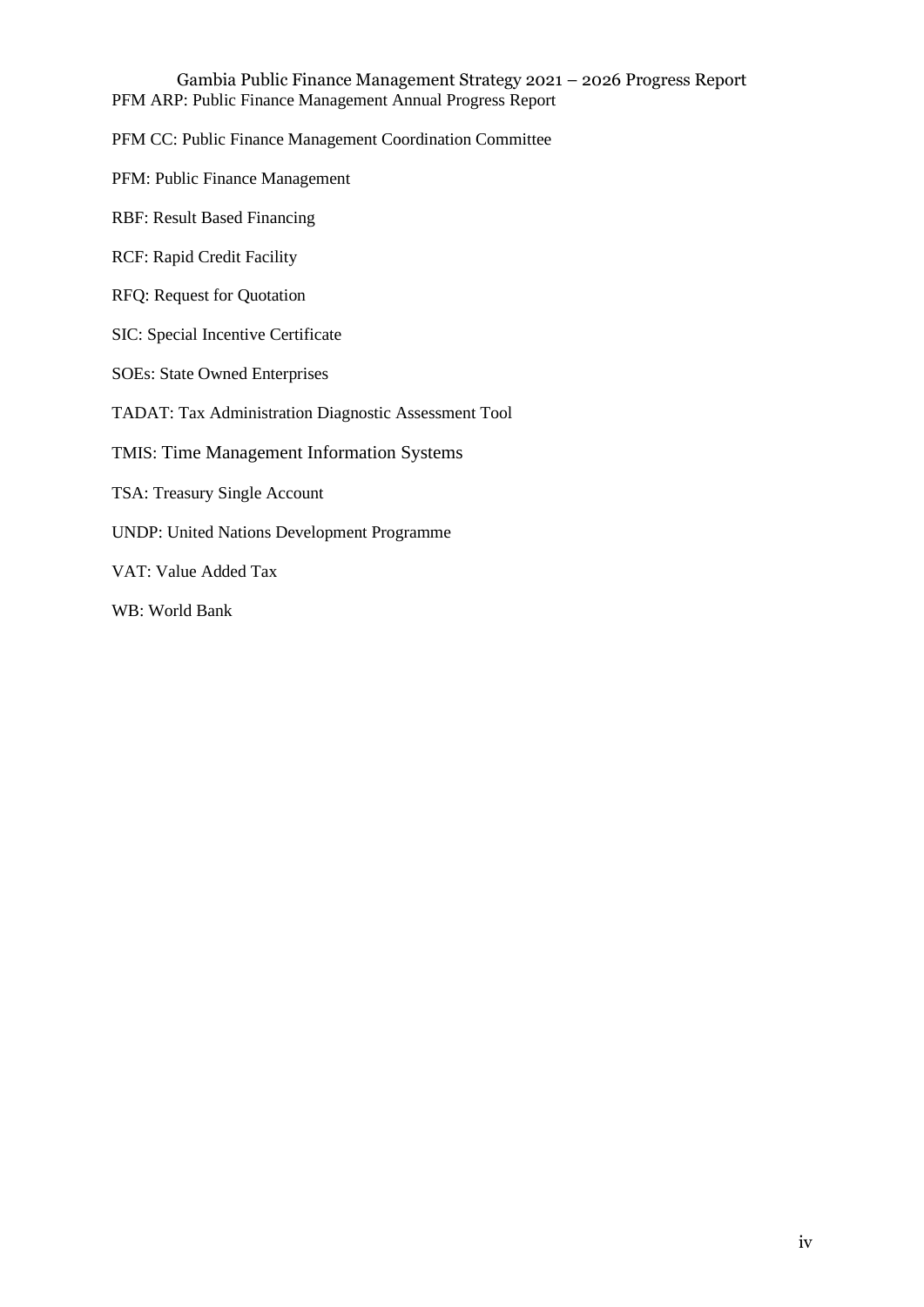PFM ARP: Public Finance Management Annual Progress Report

PFM CC: Public Finance Management Coordination Committee

PFM: Public Finance Management

RBF: Result Based Financing

RCF: Rapid Credit Facility

RFQ: Request for Quotation

SIC: Special Incentive Certificate

SOEs: State Owned Enterprises

TADAT: Tax Administration Diagnostic Assessment Tool

TMIS: Time Management Information Systems

TSA: Treasury Single Account

UNDP: United Nations Development Programme

VAT: Value Added Tax

WB: World Bank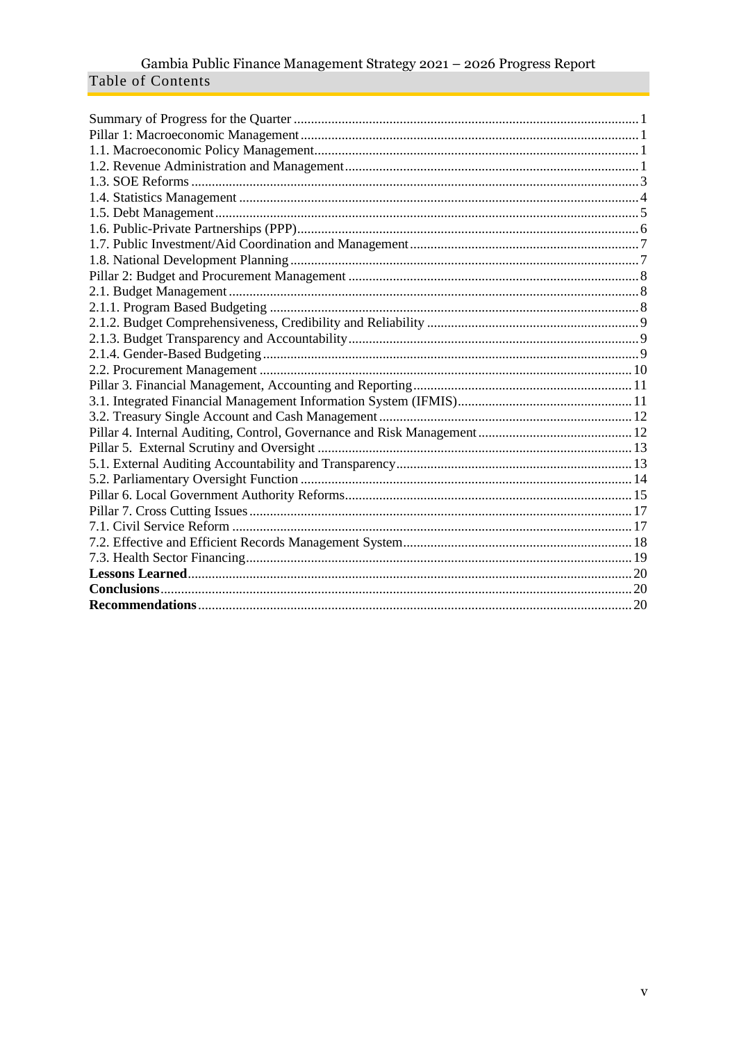## Table of Contents

Summary of Progress for the Quarter ..... 1
Pillar 1: Macroeconomic Management ..... 1
1.1. Macroeconomic Policy Management ..... 1
1.2. Revenue Administration and Management ..... 1
1.3. SOE Reforms ..... 3
1.4. Statistics Management ..... 4
1.5. Debt Management ..... 5
1.6. Public-Private Partnerships (PPP) ..... 6
1.7. Public Investment/Aid Coordination and Management ..... 7
1.8. National Development Planning ..... 7
Pillar 2: Budget and Procurement Management ..... 8
2.1. Budget Management ..... 8
2.1.1. Program Based Budgeting ..... 8
2.1.2. Budget Comprehensiveness, Credibility and Reliability ..... 9
2.1.3. Budget Transparency and Accountability ..... 9
2.1.4. Gender-Based Budgeting ..... 9
2.2. Procurement Management ..... 10
Pillar 3. Financial Management, Accounting and Reporting ..... 11
3.1. Integrated Financial Management Information System (IFMIS) ..... 11
3.2. Treasury Single Account and Cash Management ..... 12
Pillar 4. Internal Auditing, Control, Governance and Risk Management ..... 12
Pillar 5. External Scrutiny and Oversight ..... 13
5.1. External Auditing Accountability and Transparency ..... 13
5.2. Parliamentary Oversight Function ..... 14
Pillar 6. Local Government Authority Reforms ..... 15
Pillar 7. Cross Cutting Issues ..... 17
7.1. Civil Service Reform ..... 17
7.2. Effective and Efficient Records Management System ..... 18
7.3. Health Sector Financing ..... 19
**Lessons Learned** ..... 20
**Conclusions** ..... 20
**Recommendations** ..... 20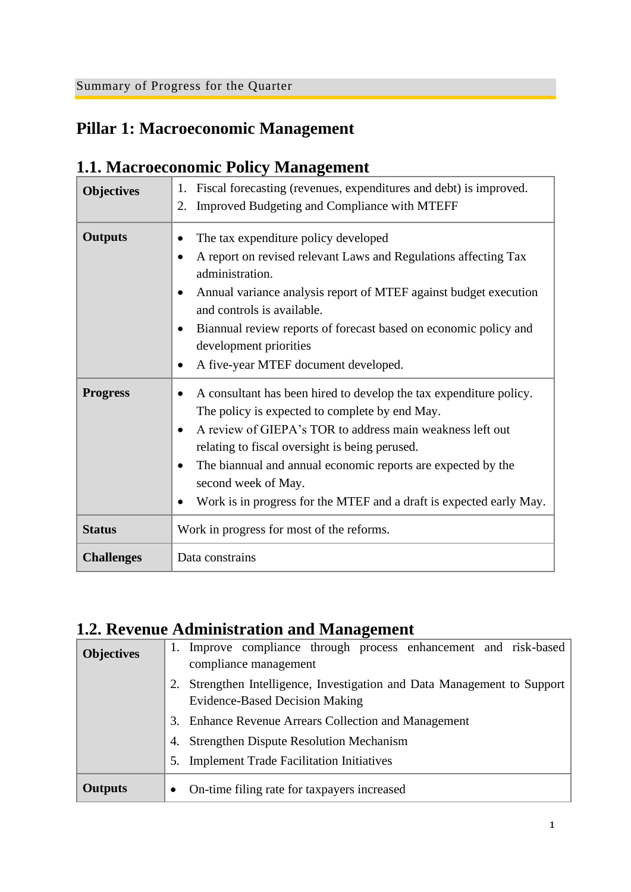Summary of Progress for the Quarter

# Pillar 1: Macroeconomic Management

## 1.1. Macroeconomic Policy Management

| **Objectives** | 1. Fiscal forecasting (revenues, expenditures and debt) is improved.<br>2. Improved Budgeting and Compliance with MTEFF |
|---|---|
| **Outputs** | • The tax expenditure policy developed<br>• A report on revised relevant Laws and Regulations affecting Tax administration.<br>• Annual variance analysis report of MTEF against budget execution and controls is available.<br>• Biannual review reports of forecast based on economic policy and development priorities<br>• A five-year MTEF document developed. |
| **Progress** | • A consultant has been hired to develop the tax expenditure policy. The policy is expected to complete by end May.<br>• A review of GIEPA's TOR to address main weakness left out relating to fiscal oversight is being perused.<br>• The biannual and annual economic reports are expected by the second week of May.<br>• Work is in progress for the MTEF and a draft is expected early May. |
| **Status** | Work in progress for most of the reforms. |
| **Challenges** | Data constrains |

## 1.2. Revenue Administration and Management

| **Objectives** | 1. Improve compliance through process enhancement and risk-based compliance management<br>2. Strengthen Intelligence, Investigation and Data Management to Support Evidence-Based Decision Making<br>3. Enhance Revenue Arrears Collection and Management<br>4. Strengthen Dispute Resolution Mechanism<br>5. Implement Trade Facilitation Initiatives |
|---|---|
| **Outputs** | • On-time filing rate for taxpayers increased |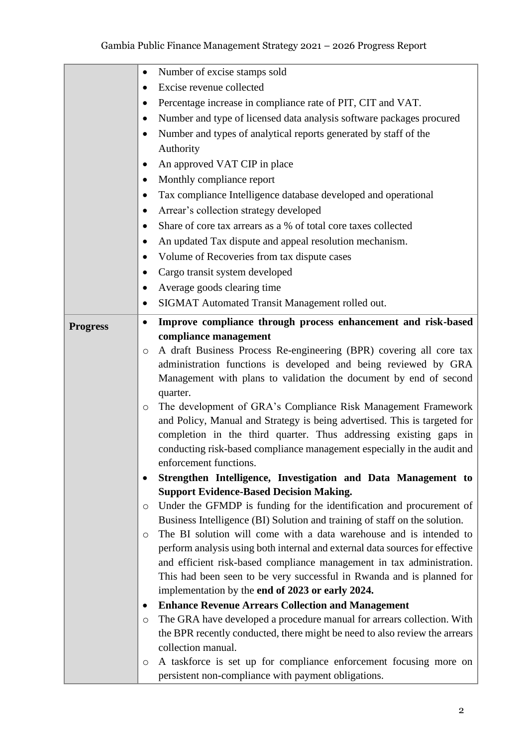| | |
|---|---|
| | • Number of excise stamps sold<br>• Excise revenue collected<br>• Percentage increase in compliance rate of PIT, CIT and VAT.<br>• Number and type of licensed data analysis software packages procured<br>• Number and types of analytical reports generated by staff of the Authority<br>• An approved VAT CIP in place<br>• Monthly compliance report<br>• Tax compliance Intelligence database developed and operational<br>• Arrear's collection strategy developed<br>• Share of core tax arrears as a % of total core taxes collected<br>• An updated Tax dispute and appeal resolution mechanism.<br>• Volume of Recoveries from tax dispute cases<br>• Cargo transit system developed<br>• Average goods clearing time<br>• SIGMAT Automated Transit Management rolled out. |
| **Progress** | • **Improve compliance through process enhancement and risk-based compliance management**<br>○ A draft Business Process Re-engineering (BPR) covering all core tax administration functions is developed and being reviewed by GRA Management with plans to validation the document by end of second quarter.<br>○ The development of GRA's Compliance Risk Management Framework and Policy, Manual and Strategy is being advertised. This is targeted for completion in the third quarter. Thus addressing existing gaps in conducting risk-based compliance management especially in the audit and enforcement functions.<br>• **Strengthen Intelligence, Investigation and Data Management to Support Evidence-Based Decision Making.**<br>○ Under the GFMDP is funding for the identification and procurement of Business Intelligence (BI) Solution and training of staff on the solution.<br>○ The BI solution will come with a data warehouse and is intended to perform analysis using both internal and external data sources for effective and efficient risk-based compliance management in tax administration. This had been seen to be very successful in Rwanda and is planned for implementation by the **end of 2023 or early 2024.**<br>• **Enhance Revenue Arrears Collection and Management**<br>○ The GRA have developed a procedure manual for arrears collection. With the BPR recently conducted, there might be need to also review the arrears collection manual.<br>○ A taskforce is set up for compliance enforcement focusing more on persistent non-compliance with payment obligations. |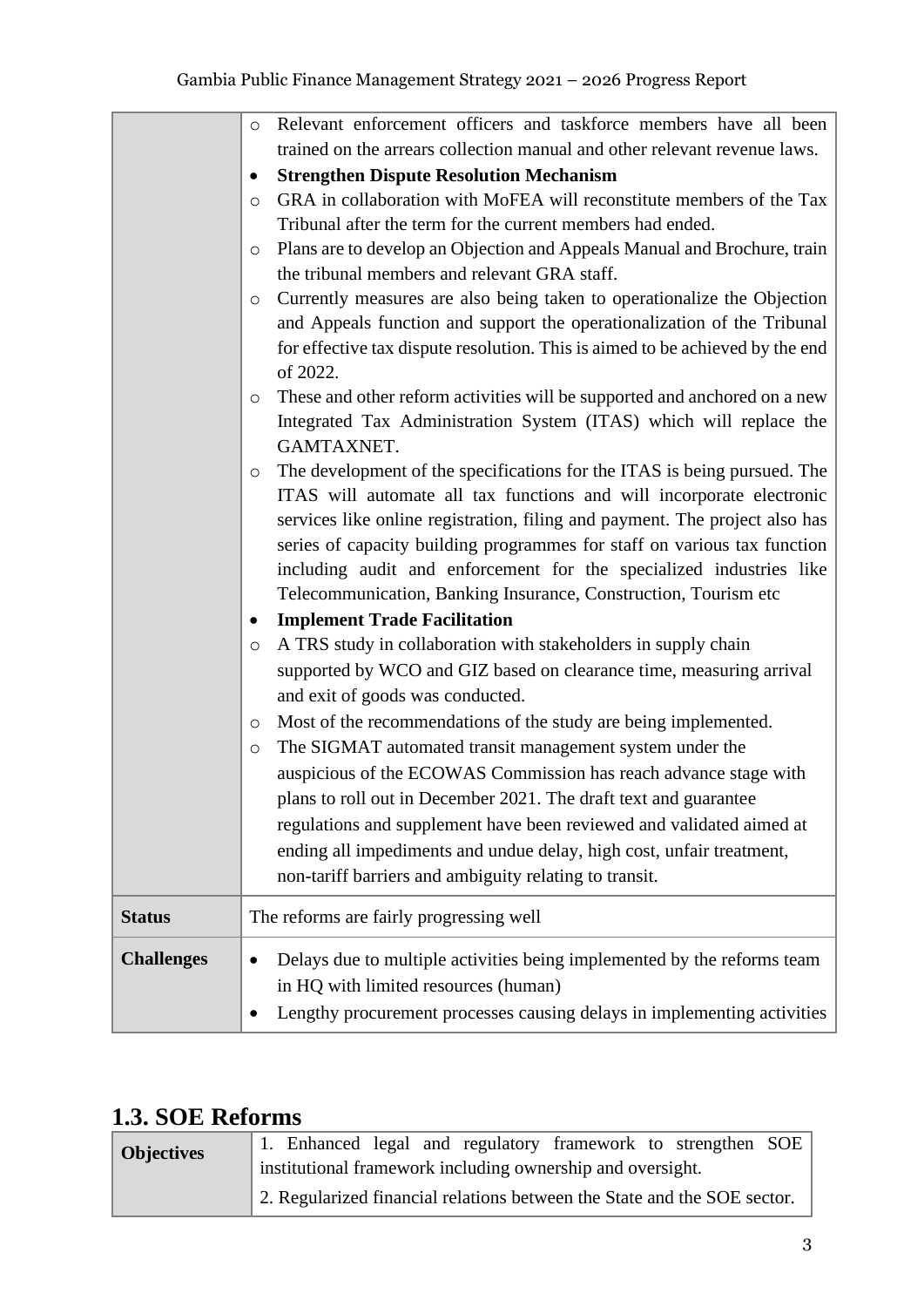| | |
|---|---|
| | ◦ Relevant enforcement officers and taskforce members have all been trained on the arrears collection manual and other relevant revenue laws.<br>• **Strengthen Dispute Resolution Mechanism**<br>◦ GRA in collaboration with MoFEA will reconstitute members of the Tax Tribunal after the term for the current members had ended.<br>◦ Plans are to develop an Objection and Appeals Manual and Brochure, train the tribunal members and relevant GRA staff.<br>◦ Currently measures are also being taken to operationalize the Objection and Appeals function and support the operationalization of the Tribunal for effective tax dispute resolution. This is aimed to be achieved by the end of 2022.<br>◦ These and other reform activities will be supported and anchored on a new Integrated Tax Administration System (ITAS) which will replace the GAMTAXNET.<br>◦ The development of the specifications for the ITAS is being pursued. The ITAS will automate all tax functions and will incorporate electronic services like online registration, filing and payment. The project also has series of capacity building programmes for staff on various tax function including audit and enforcement for the specialized industries like Telecommunication, Banking Insurance, Construction, Tourism etc<br>• **Implement Trade Facilitation**<br>◦ A TRS study in collaboration with stakeholders in supply chain supported by WCO and GIZ based on clearance time, measuring arrival and exit of goods was conducted.<br>◦ Most of the recommendations of the study are being implemented.<br>◦ The SIGMAT automated transit management system under the auspicious of the ECOWAS Commission has reach advance stage with plans to roll out in December 2021. The draft text and guarantee regulations and supplement have been reviewed and validated aimed at ending all impediments and undue delay, high cost, unfair treatment, non-tariff barriers and ambiguity relating to transit. |
| **Status** | The reforms are fairly progressing well |
| **Challenges** | • Delays due to multiple activities being implemented by the reforms team in HQ with limited resources (human)<br>• Lengthy procurement processes causing delays in implementing activities |

## 1.3. SOE Reforms

| | |
|---|---|
| **Objectives** | 1. Enhanced legal and regulatory framework to strengthen SOE institutional framework including ownership and oversight.<br>2. Regularized financial relations between the State and the SOE sector. |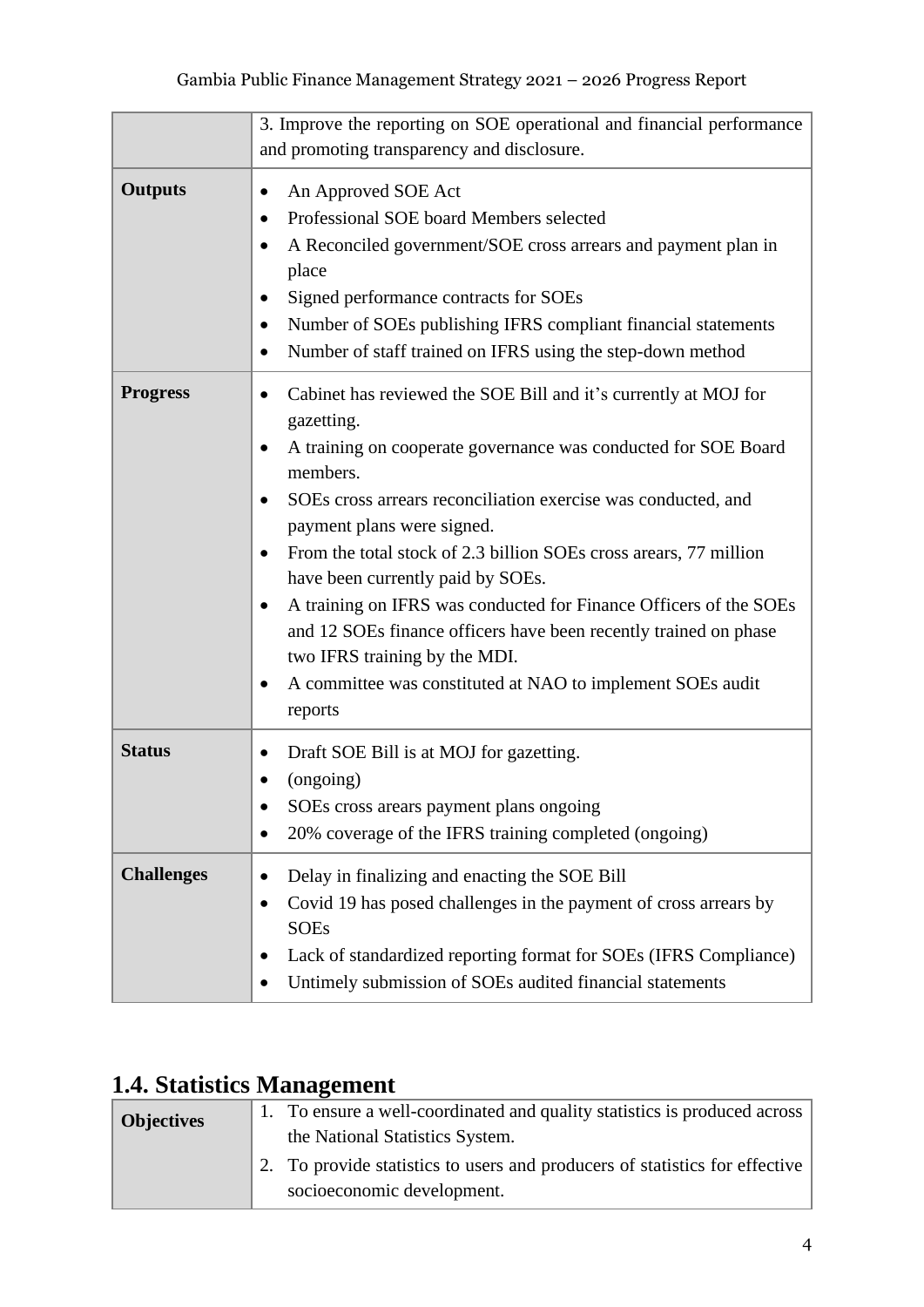|  |  |
| --- | --- |
|  | 3. Improve the reporting on SOE operational and financial performance and promoting transparency and disclosure. |
| **Outputs** | • An Approved SOE Act<br>• Professional SOE board Members selected<br>• A Reconciled government/SOE cross arrears and payment plan in place<br>• Signed performance contracts for SOEs<br>• Number of SOEs publishing IFRS compliant financial statements<br>• Number of staff trained on IFRS using the step-down method |
| **Progress** | • Cabinet has reviewed the SOE Bill and it's currently at MOJ for gazetting.<br>• A training on cooperate governance was conducted for SOE Board members.<br>• SOEs cross arrears reconciliation exercise was conducted, and payment plans were signed.<br>• From the total stock of 2.3 billion SOEs cross arears, 77 million have been currently paid by SOEs.<br>• A training on IFRS was conducted for Finance Officers of the SOEs and 12 SOEs finance officers have been recently trained on phase two IFRS training by the MDI.<br>• A committee was constituted at NAO to implement SOEs audit reports |
| **Status** | • Draft SOE Bill is at MOJ for gazetting.<br>• (ongoing)<br>• SOEs cross arears payment plans ongoing<br>• 20% coverage of the IFRS training completed (ongoing) |
| **Challenges** | • Delay in finalizing and enacting the SOE Bill<br>• Covid 19 has posed challenges in the payment of cross arrears by SOEs<br>• Lack of standardized reporting format for SOEs (IFRS Compliance)<br>• Untimely submission of SOEs audited financial statements |

## 1.4. Statistics Management

|  |  |
| --- | --- |
| **Objectives** | 1. To ensure a well-coordinated and quality statistics is produced across the National Statistics System.<br>2. To provide statistics to users and producers of statistics for effective socioeconomic development. |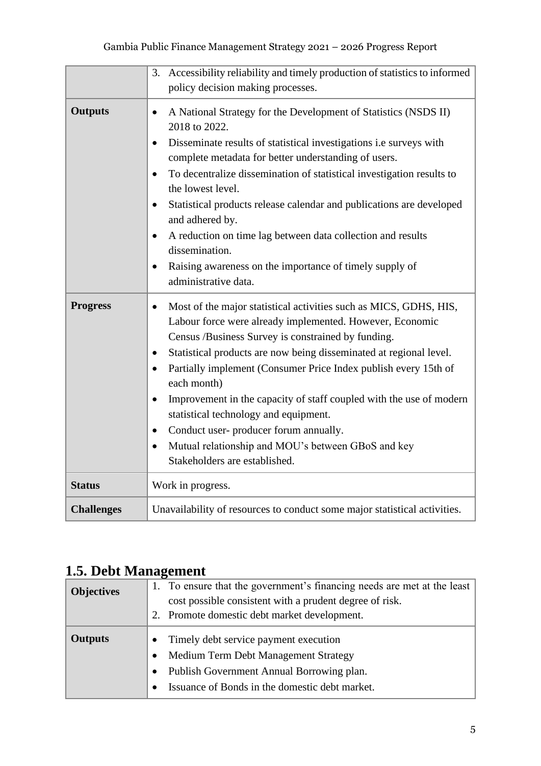| | |
|---|---|
| | 3. Accessibility reliability and timely production of statistics to informed policy decision making processes. |
| **Outputs** | • A National Strategy for the Development of Statistics (NSDS II) 2018 to 2022.<br>• Disseminate results of statistical investigations i.e surveys with complete metadata for better understanding of users.<br>• To decentralize dissemination of statistical investigation results to the lowest level.<br>• Statistical products release calendar and publications are developed and adhered by.<br>• A reduction on time lag between data collection and results dissemination.<br>• Raising awareness on the importance of timely supply of administrative data. |
| **Progress** | • Most of the major statistical activities such as MICS, GDHS, HIS, Labour force were already implemented. However, Economic Census /Business Survey is constrained by funding.<br>• Statistical products are now being disseminated at regional level.<br>• Partially implement (Consumer Price Index publish every 15th of each month)<br>• Improvement in the capacity of staff coupled with the use of modern statistical technology and equipment.<br>• Conduct user- producer forum annually.<br>• Mutual relationship and MOU's between GBoS and key Stakeholders are established. |
| **Status** | Work in progress. |
| **Challenges** | Unavailability of resources to conduct some major statistical activities. |

## 1.5. Debt Management

| | |
|---|---|
| **Objectives** | 1. To ensure that the government's financing needs are met at the least cost possible consistent with a prudent degree of risk.<br>2. Promote domestic debt market development. |
| **Outputs** | • Timely debt service payment execution<br>• Medium Term Debt Management Strategy<br>• Publish Government Annual Borrowing plan.<br>• Issuance of Bonds in the domestic debt market. |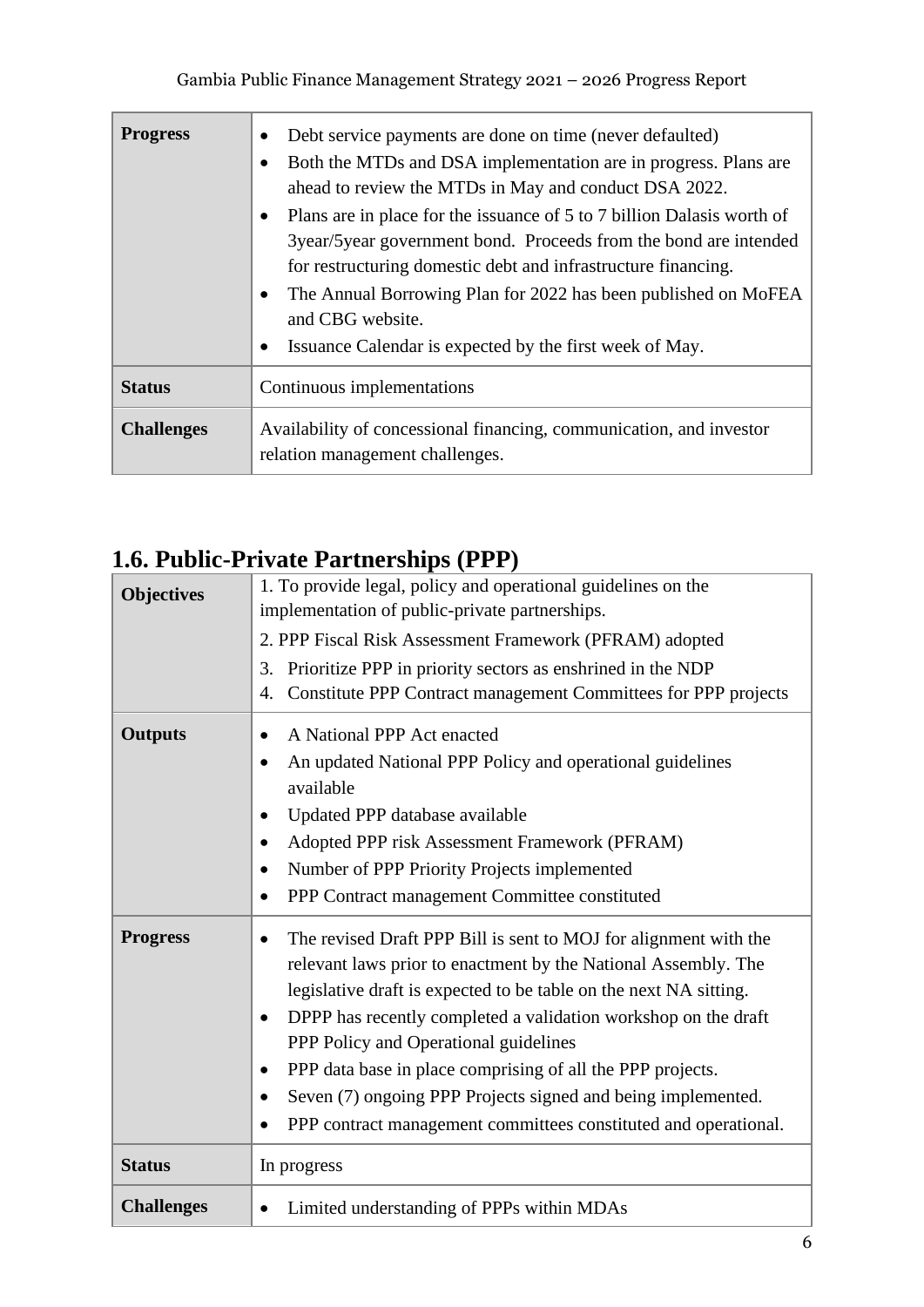| | |
|---|---|
| **Progress** | • Debt service payments are done on time (never defaulted)<br>• Both the MTDs and DSA implementation are in progress. Plans are ahead to review the MTDs in May and conduct DSA 2022.<br>• Plans are in place for the issuance of 5 to 7 billion Dalasis worth of 3year/5year government bond. Proceeds from the bond are intended for restructuring domestic debt and infrastructure financing.<br>• The Annual Borrowing Plan for 2022 has been published on MoFEA and CBG website.<br>• Issuance Calendar is expected by the first week of May. |
| **Status** | Continuous implementations |
| **Challenges** | Availability of concessional financing, communication, and investor relation management challenges. |

## 1.6. Public-Private Partnerships (PPP)

| | |
|---|---|
| **Objectives** | 1. To provide legal, policy and operational guidelines on the implementation of public-private partnerships.<br>2. PPP Fiscal Risk Assessment Framework (PFRAM) adopted<br>3. Prioritize PPP in priority sectors as enshrined in the NDP<br>4. Constitute PPP Contract management Committees for PPP projects |
| **Outputs** | • A National PPP Act enacted<br>• An updated National PPP Policy and operational guidelines available<br>• Updated PPP database available<br>• Adopted PPP risk Assessment Framework (PFRAM)<br>• Number of PPP Priority Projects implemented<br>• PPP Contract management Committee constituted |
| **Progress** | • The revised Draft PPP Bill is sent to MOJ for alignment with the relevant laws prior to enactment by the National Assembly. The legislative draft is expected to be table on the next NA sitting.<br>• DPPP has recently completed a validation workshop on the draft PPP Policy and Operational guidelines<br>• PPP data base in place comprising of all the PPP projects.<br>• Seven (7) ongoing PPP Projects signed and being implemented.<br>• PPP contract management committees constituted and operational. |
| **Status** | In progress |
| **Challenges** | • Limited understanding of PPPs within MDAs |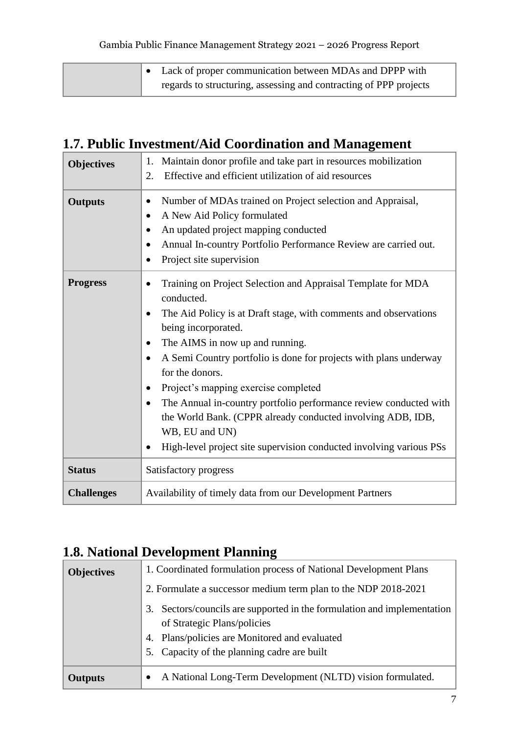| | |
|---|---|
| | • Lack of proper communication between MDAs and DPPP with regards to structuring, assessing and contracting of PPP projects |

## 1.7. Public Investment/Aid Coordination and Management

| | |
|---|---|
| **Objectives** | 1. Maintain donor profile and take part in resources mobilization<br>2. Effective and efficient utilization of aid resources |
| **Outputs** | • Number of MDAs trained on Project selection and Appraisal,<br>• A New Aid Policy formulated<br>• An updated project mapping conducted<br>• Annual In-country Portfolio Performance Review are carried out.<br>• Project site supervision |
| **Progress** | • Training on Project Selection and Appraisal Template for MDA conducted.<br>• The Aid Policy is at Draft stage, with comments and observations being incorporated.<br>• The AIMS in now up and running.<br>• A Semi Country portfolio is done for projects with plans underway for the donors.<br>• Project's mapping exercise completed<br>• The Annual in-country portfolio performance review conducted with the World Bank. (CPPR already conducted involving ADB, IDB, WB, EU and UN)<br>• High-level project site supervision conducted involving various PSs |
| **Status** | Satisfactory progress |
| **Challenges** | Availability of timely data from our Development Partners |

## 1.8. National Development Planning

| | |
|---|---|
| **Objectives** | 1. Coordinated formulation process of National Development Plans<br>2. Formulate a successor medium term plan to the NDP 2018-2021<br>3. Sectors/councils are supported in the formulation and implementation of Strategic Plans/policies<br>4. Plans/policies are Monitored and evaluated<br>5. Capacity of the planning cadre are built |
| **Outputs** | • A National Long-Term Development (NLTD) vision formulated. |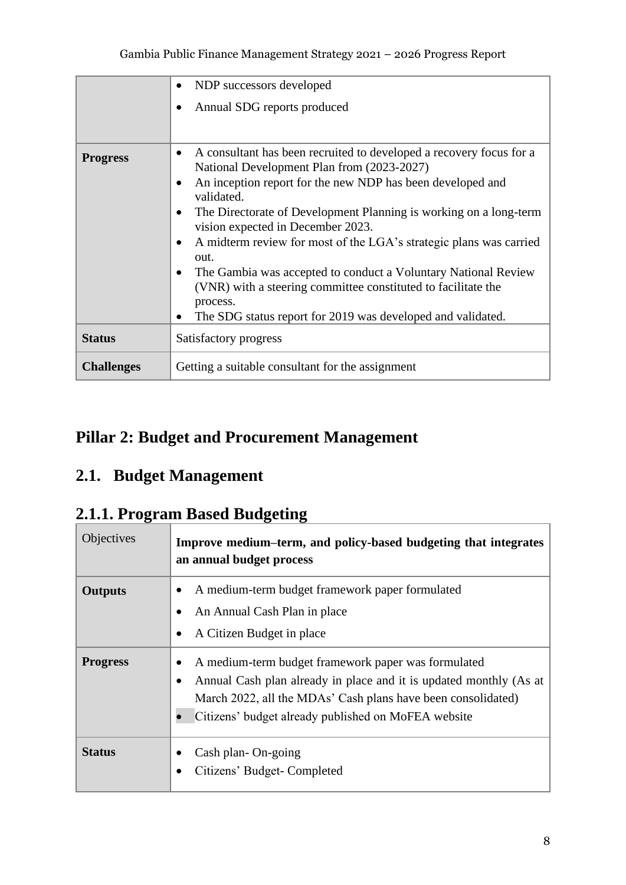| | <ul><li>NDP successors developed</li><li>Annual SDG reports produced</li></ul> |
|---|---|
| **Progress** | <ul><li>A consultant has been recruited to developed a recovery focus for a National Development Plan from (2023-2027)</li><li>An inception report for the new NDP has been developed and validated.</li><li>The Directorate of Development Planning is working on a long-term vision expected in December 2023.</li><li>A midterm review for most of the LGA's strategic plans was carried out.</li><li>The Gambia was accepted to conduct a Voluntary National Review (VNR) with a steering committee constituted to facilitate the process.</li><li>The SDG status report for 2019 was developed and validated.</li></ul> |
| **Status** | Satisfactory progress |
| **Challenges** | Getting a suitable consultant for the assignment |

# Pillar 2: Budget and Procurement Management

## 2.1. Budget Management

### 2.1.1. Program Based Budgeting

| Objectives | **Improve medium–term, and policy-based budgeting that integrates an annual budget process** |
|---|---|
| **Outputs** | <ul><li>A medium-term budget framework paper formulated</li><li>An Annual Cash Plan in place</li><li>A Citizen Budget in place</li></ul> |
| **Progress** | <ul><li>A medium-term budget framework paper was formulated</li><li>Annual Cash plan already in place and it is updated monthly (As at March 2022, all the MDAs' Cash plans have been consolidated)</li><li>Citizens' budget already published on MoFEA website</li></ul> |
| **Status** | <ul><li>Cash plan- On-going</li><li>Citizens' Budget- Completed</li></ul> |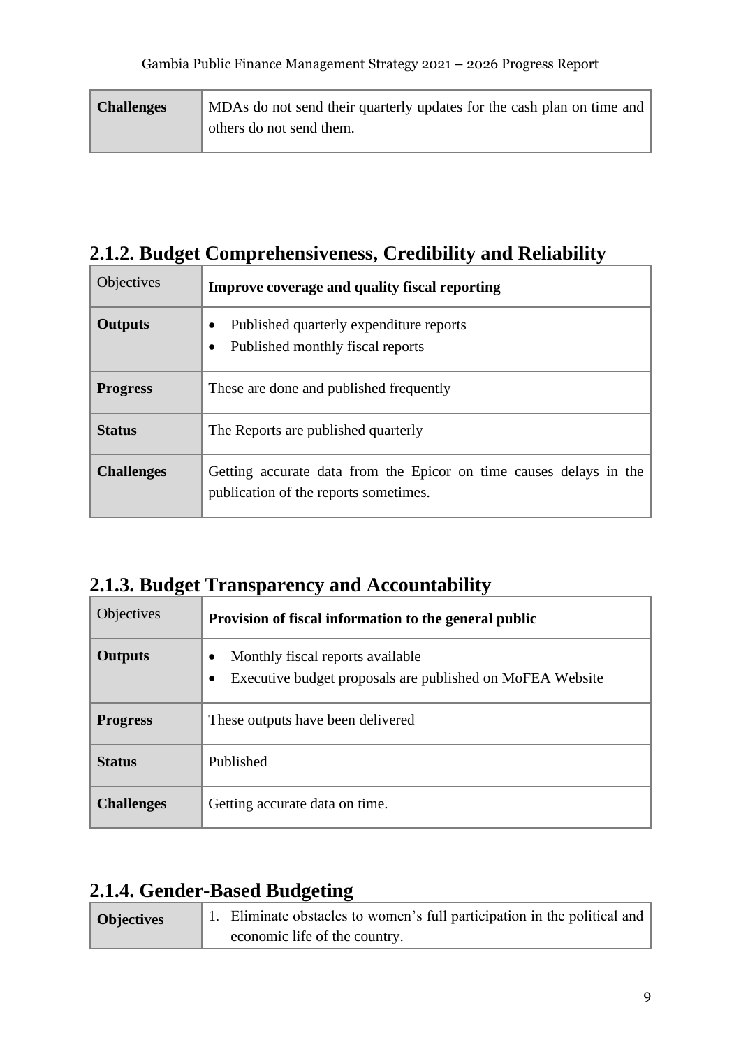| **Challenges** | MDAs do not send their quarterly updates for the cash plan on time and others do not send them. |
|---|---|

## 2.1.2. Budget Comprehensiveness, Credibility and Reliability

| Objectives | **Improve coverage and quality fiscal reporting** |
|---|---|
| **Outputs** | • Published quarterly expenditure reports<br>• Published monthly fiscal reports |
| **Progress** | These are done and published frequently |
| **Status** | The Reports are published quarterly |
| **Challenges** | Getting accurate data from the Epicor on time causes delays in the publication of the reports sometimes. |

## 2.1.3. Budget Transparency and Accountability

| Objectives | **Provision of fiscal information to the general public** |
|---|---|
| **Outputs** | • Monthly fiscal reports available<br>• Executive budget proposals are published on MoFEA Website |
| **Progress** | These outputs have been delivered |
| **Status** | Published |
| **Challenges** | Getting accurate data on time. |

## 2.1.4. Gender-Based Budgeting

| **Objectives** | 1. Eliminate obstacles to women's full participation in the political and economic life of the country. |
|---|---|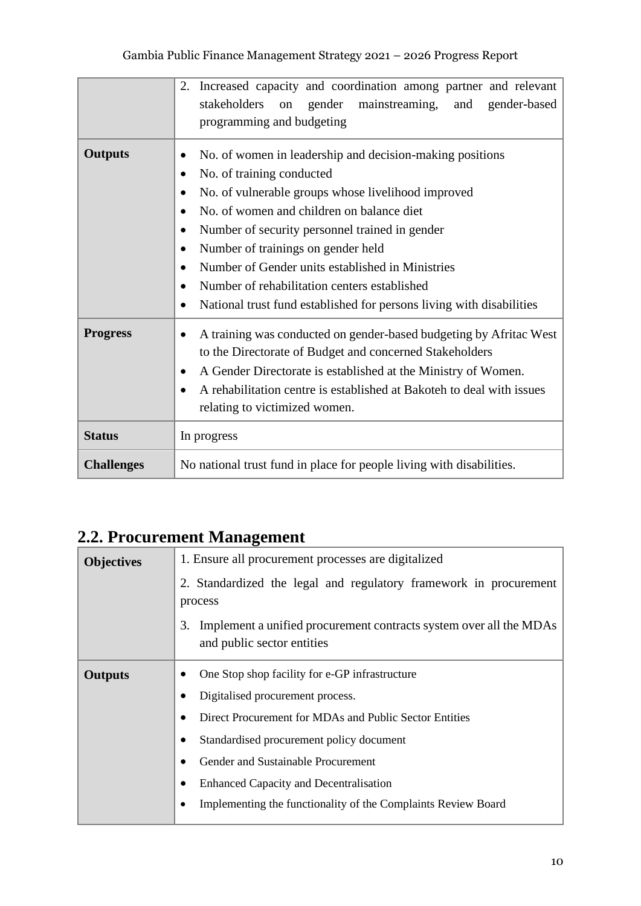| | |
|---|---|
| | 2. Increased capacity and coordination among partner and relevant stakeholders on gender mainstreaming, and gender-based programming and budgeting |
| **Outputs** | • No. of women in leadership and decision-making positions<br>• No. of training conducted<br>• No. of vulnerable groups whose livelihood improved<br>• No. of women and children on balance diet<br>• Number of security personnel trained in gender<br>• Number of trainings on gender held<br>• Number of Gender units established in Ministries<br>• Number of rehabilitation centers established<br>• National trust fund established for persons living with disabilities |
| **Progress** | • A training was conducted on gender-based budgeting by Afritac West to the Directorate of Budget and concerned Stakeholders<br>• A Gender Directorate is established at the Ministry of Women.<br>• A rehabilitation centre is established at Bakoteh to deal with issues relating to victimized women. |
| **Status** | In progress |
| **Challenges** | No national trust fund in place for people living with disabilities. |

## 2.2. Procurement Management

| | |
|---|---|
| **Objectives** | 1. Ensure all procurement processes are digitalized<br>2. Standardized the legal and regulatory framework in procurement process<br>3. Implement a unified procurement contracts system over all the MDAs and public sector entities |
| **Outputs** | • One Stop shop facility for e-GP infrastructure<br>• Digitalised procurement process.<br>• Direct Procurement for MDAs and Public Sector Entities<br>• Standardised procurement policy document<br>• Gender and Sustainable Procurement<br>• Enhanced Capacity and Decentralisation<br>• Implementing the functionality of the Complaints Review Board |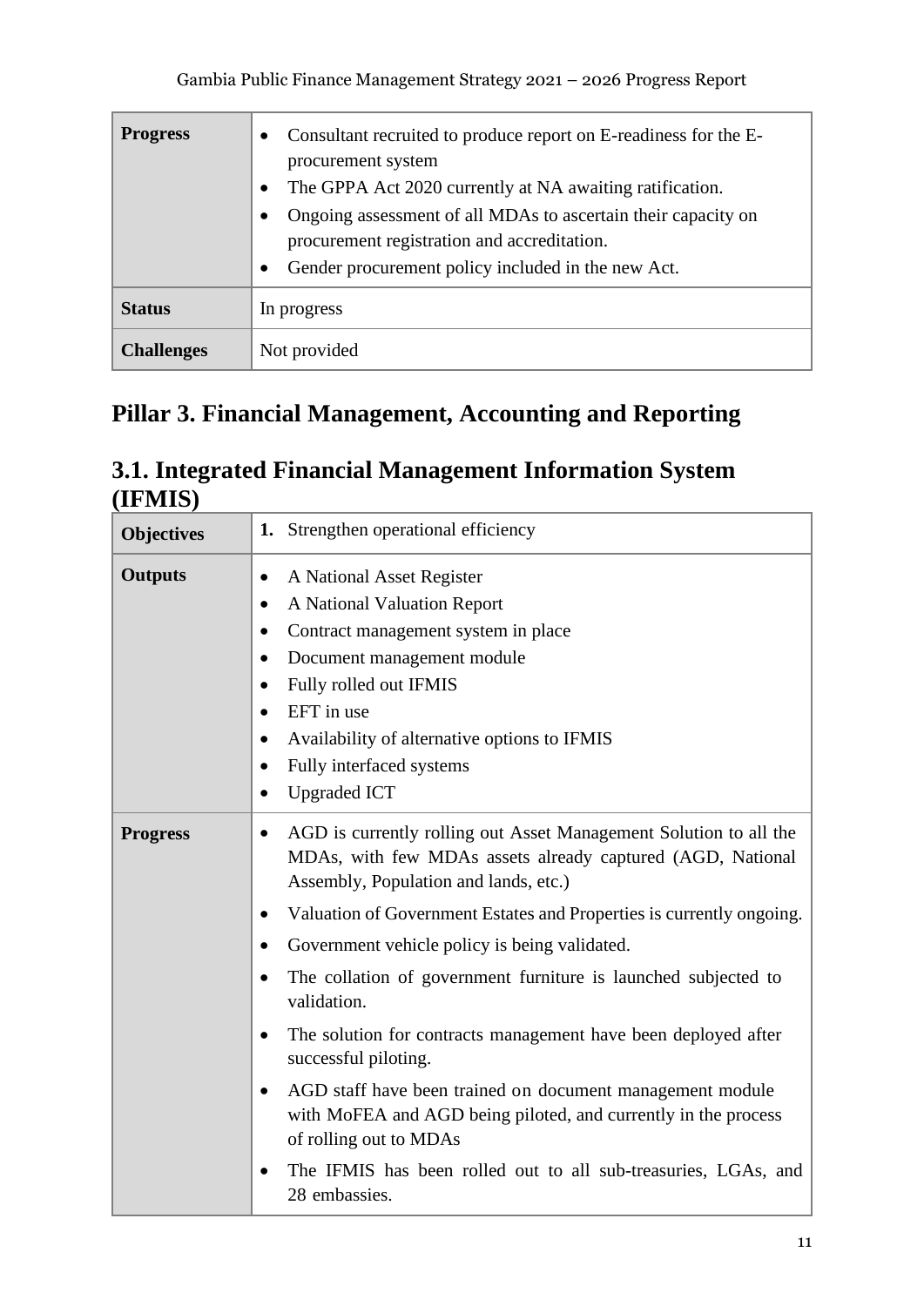| | |
|---|---|
| **Progress** | • Consultant recruited to produce report on E-readiness for the E-procurement system<br>• The GPPA Act 2020 currently at NA awaiting ratification.<br>• Ongoing assessment of all MDAs to ascertain their capacity on procurement registration and accreditation.<br>• Gender procurement policy included in the new Act. |
| **Status** | In progress |
| **Challenges** | Not provided |

# Pillar 3. Financial Management, Accounting and Reporting

## 3.1. Integrated Financial Management Information System (IFMIS)

| | |
|---|---|
| **Objectives** | **1.** Strengthen operational efficiency |
| **Outputs** | • A National Asset Register<br>• A National Valuation Report<br>• Contract management system in place<br>• Document management module<br>• Fully rolled out IFMIS<br>• EFT in use<br>• Availability of alternative options to IFMIS<br>• Fully interfaced systems<br>• Upgraded ICT |
| **Progress** | • AGD is currently rolling out Asset Management Solution to all the MDAs, with few MDAs assets already captured (AGD, National Assembly, Population and lands, etc.)<br>• Valuation of Government Estates and Properties is currently ongoing.<br>• Government vehicle policy is being validated.<br>• The collation of government furniture is launched subjected to validation.<br>• The solution for contracts management have been deployed after successful piloting.<br>• AGD staff have been trained on document management module with MoFEA and AGD being piloted, and currently in the process of rolling out to MDAs<br>• The IFMIS has been rolled out to all sub-treasuries, LGAs, and 28 embassies. |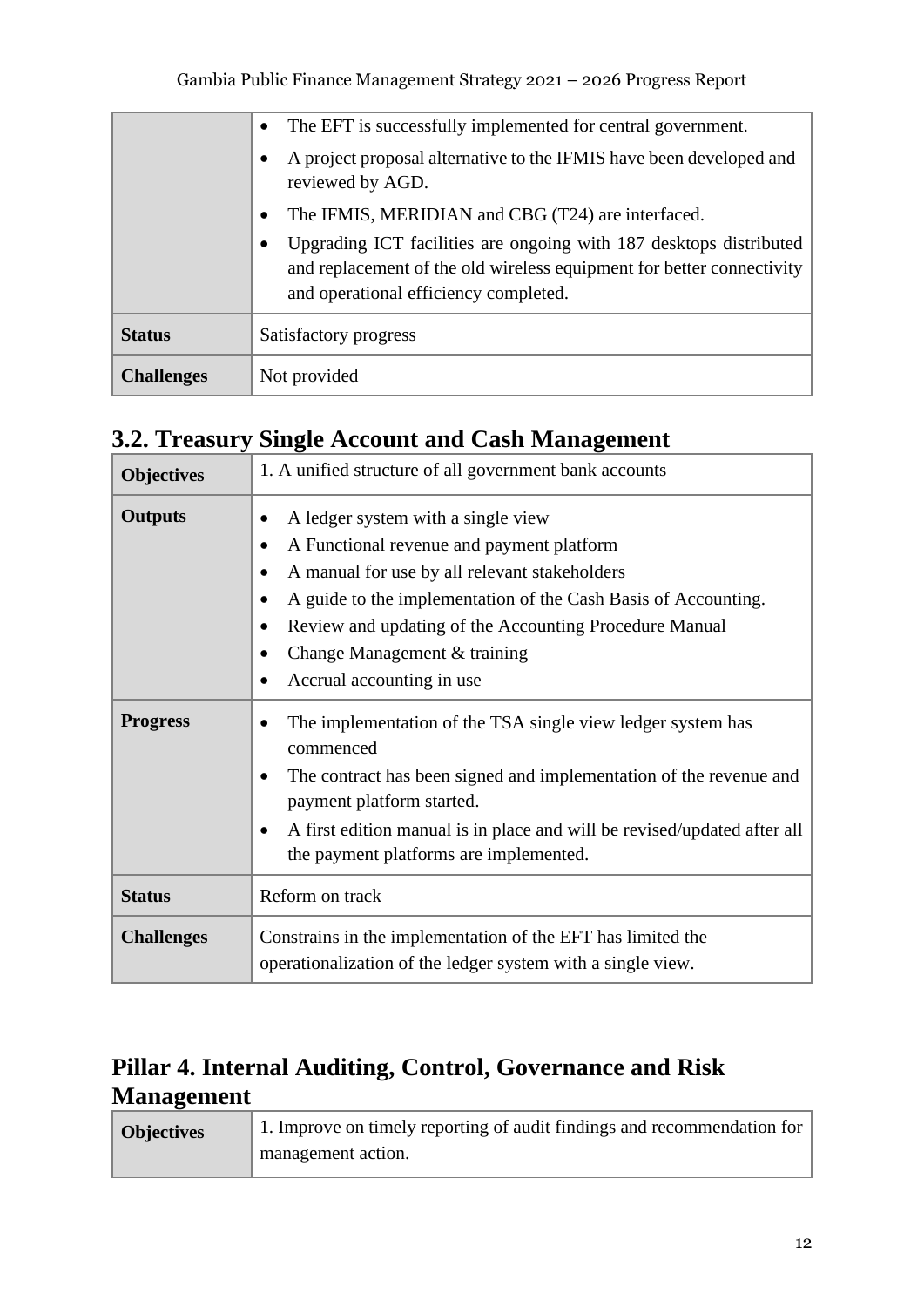| | |
|---|---|
| | • The EFT is successfully implemented for central government.<br>• A project proposal alternative to the IFMIS have been developed and reviewed by AGD.<br>• The IFMIS, MERIDIAN and CBG (T24) are interfaced.<br>• Upgrading ICT facilities are ongoing with 187 desktops distributed and replacement of the old wireless equipment for better connectivity and operational efficiency completed. |
| **Status** | Satisfactory progress |
| **Challenges** | Not provided |

## 3.2. Treasury Single Account and Cash Management

| | |
|---|---|
| **Objectives** | 1. A unified structure of all government bank accounts |
| **Outputs** | • A ledger system with a single view<br>• A Functional revenue and payment platform<br>• A manual for use by all relevant stakeholders<br>• A guide to the implementation of the Cash Basis of Accounting.<br>• Review and updating of the Accounting Procedure Manual<br>• Change Management & training<br>• Accrual accounting in use |
| **Progress** | • The implementation of the TSA single view ledger system has commenced<br>• The contract has been signed and implementation of the revenue and payment platform started.<br>• A first edition manual is in place and will be revised/updated after all the payment platforms are implemented. |
| **Status** | Reform on track |
| **Challenges** | Constrains in the implementation of the EFT has limited the operationalization of the ledger system with a single view. |

## Pillar 4. Internal Auditing, Control, Governance and Risk Management

| | |
|---|---|
| **Objectives** | 1. Improve on timely reporting of audit findings and recommendation for management action. |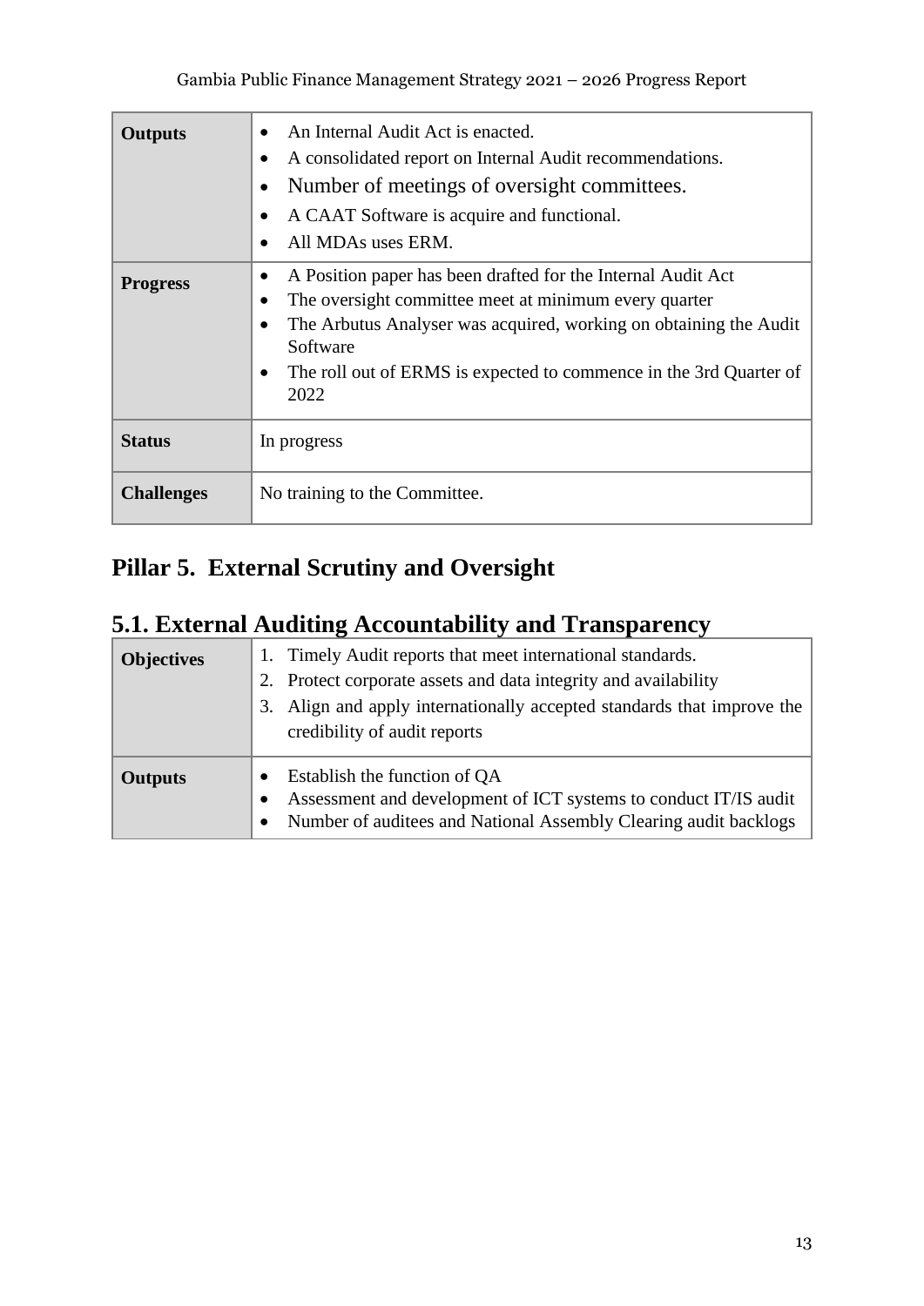| | |
|---|---|
| **Outputs** | • An Internal Audit Act is enacted.<br>• A consolidated report on Internal Audit recommendations.<br>• Number of meetings of oversight committees.<br>• A CAAT Software is acquire and functional.<br>• All MDAs uses ERM. |
| **Progress** | • A Position paper has been drafted for the Internal Audit Act<br>• The oversight committee meet at minimum every quarter<br>• The Arbutus Analyser was acquired, working on obtaining the Audit Software<br>• The roll out of ERMS is expected to commence in the 3rd Quarter of 2022 |
| **Status** | In progress |
| **Challenges** | No training to the Committee. |

## Pillar 5. External Scrutiny and Oversight

## 5.1. External Auditing Accountability and Transparency

| | |
|---|---|
| **Objectives** | 1. Timely Audit reports that meet international standards.<br>2. Protect corporate assets and data integrity and availability<br>3. Align and apply internationally accepted standards that improve the credibility of audit reports |
| **Outputs** | • Establish the function of QA<br>• Assessment and development of ICT systems to conduct IT/IS audit<br>• Number of auditees and National Assembly Clearing audit backlogs |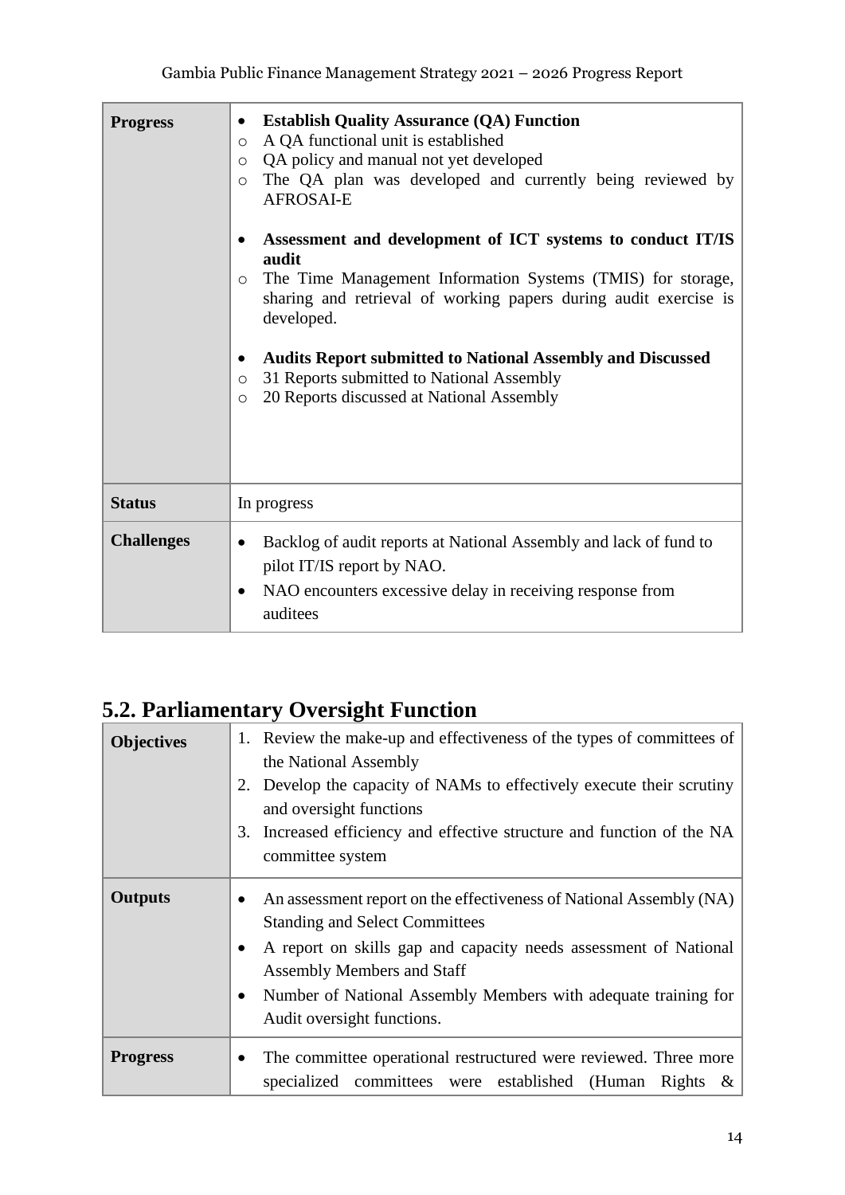| | |
|---|---|
| **Progress** | • **Establish Quality Assurance (QA) Function**<br>○ A QA functional unit is established<br>○ QA policy and manual not yet developed<br>○ The QA plan was developed and currently being reviewed by AFROSAI-E<br><br>• **Assessment and development of ICT systems to conduct IT/IS audit**<br>○ The Time Management Information Systems (TMIS) for storage, sharing and retrieval of working papers during audit exercise is developed.<br><br>• **Audits Report submitted to National Assembly and Discussed**<br>○ 31 Reports submitted to National Assembly<br>○ 20 Reports discussed at National Assembly |
| **Status** | In progress |
| **Challenges** | • Backlog of audit reports at National Assembly and lack of fund to pilot IT/IS report by NAO.<br>• NAO encounters excessive delay in receiving response from auditees |

## 5.2. Parliamentary Oversight Function

| | |
|---|---|
| **Objectives** | 1. Review the make-up and effectiveness of the types of committees of the National Assembly<br>2. Develop the capacity of NAMs to effectively execute their scrutiny and oversight functions<br>3. Increased efficiency and effective structure and function of the NA committee system |
| **Outputs** | • An assessment report on the effectiveness of National Assembly (NA) Standing and Select Committees<br>• A report on skills gap and capacity needs assessment of National Assembly Members and Staff<br>• Number of National Assembly Members with adequate training for Audit oversight functions. |
| **Progress** | • The committee operational restructured were reviewed. Three more specialized committees were established (Human Rights & |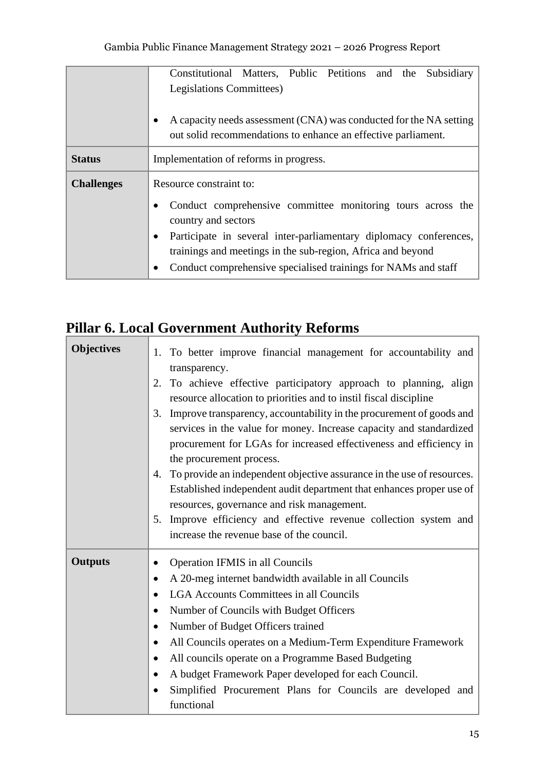| | |
|---|---|
| | Constitutional Matters, Public Petitions and the Subsidiary Legislations Committees)<br><br>• A capacity needs assessment (CNA) was conducted for the NA setting out solid recommendations to enhance an effective parliament. |
| **Status** | Implementation of reforms in progress. |
| **Challenges** | Resource constraint to:<br>• Conduct comprehensive committee monitoring tours across the country and sectors<br>• Participate in several inter-parliamentary diplomacy conferences, trainings and meetings in the sub-region, Africa and beyond<br>• Conduct comprehensive specialised trainings for NAMs and staff |

## Pillar 6. Local Government Authority Reforms

| | |
|---|---|
| **Objectives** | 1. To better improve financial management for accountability and transparency.<br>2. To achieve effective participatory approach to planning, align resource allocation to priorities and to instil fiscal discipline<br>3. Improve transparency, accountability in the procurement of goods and services in the value for money. Increase capacity and standardized procurement for LGAs for increased effectiveness and efficiency in the procurement process.<br>4. To provide an independent objective assurance in the use of resources. Established independent audit department that enhances proper use of resources, governance and risk management.<br>5. Improve efficiency and effective revenue collection system and increase the revenue base of the council. |
| **Outputs** | • Operation IFMIS in all Councils<br>• A 20-meg internet bandwidth available in all Councils<br>• LGA Accounts Committees in all Councils<br>• Number of Councils with Budget Officers<br>• Number of Budget Officers trained<br>• All Councils operates on a Medium-Term Expenditure Framework<br>• All councils operate on a Programme Based Budgeting<br>• A budget Framework Paper developed for each Council.<br>• Simplified Procurement Plans for Councils are developed and functional |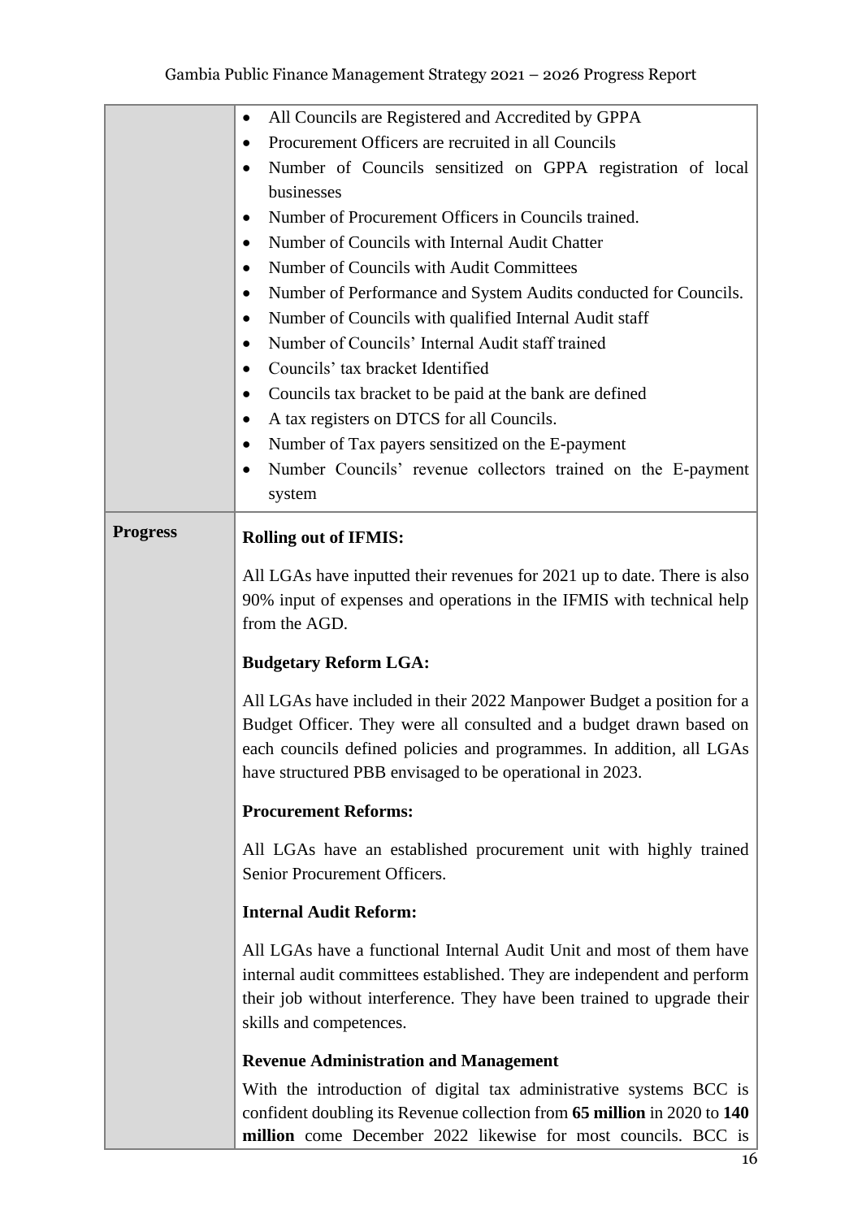| | |
|---|---|
| | • All Councils are Registered and Accredited by GPPA<br>• Procurement Officers are recruited in all Councils<br>• Number of Councils sensitized on GPPA registration of local businesses<br>• Number of Procurement Officers in Councils trained.<br>• Number of Councils with Internal Audit Chatter<br>• Number of Councils with Audit Committees<br>• Number of Performance and System Audits conducted for Councils.<br>• Number of Councils with qualified Internal Audit staff<br>• Number of Councils' Internal Audit staff trained<br>• Councils' tax bracket Identified<br>• Councils tax bracket to be paid at the bank are defined<br>• A tax registers on DTCS for all Councils.<br>• Number of Tax payers sensitized on the E-payment<br>• Number Councils' revenue collectors trained on the E-payment system |
| **Progress** | **Rolling out of IFMIS:**<br><br>All LGAs have inputted their revenues for 2021 up to date. There is also 90% input of expenses and operations in the IFMIS with technical help from the AGD.<br><br>**Budgetary Reform LGA:**<br><br>All LGAs have included in their 2022 Manpower Budget a position for a Budget Officer. They were all consulted and a budget drawn based on each councils defined policies and programmes. In addition, all LGAs have structured PBB envisaged to be operational in 2023.<br><br>**Procurement Reforms:**<br><br>All LGAs have an established procurement unit with highly trained Senior Procurement Officers.<br><br>**Internal Audit Reform:**<br><br>All LGAs have a functional Internal Audit Unit and most of them have internal audit committees established. They are independent and perform their job without interference. They have been trained to upgrade their skills and competences.<br><br>**Revenue Administration and Management**<br><br>With the introduction of digital tax administrative systems BCC is confident doubling its Revenue collection from **65 million** in 2020 to **140 million** come December 2022 likewise for most councils. BCC is |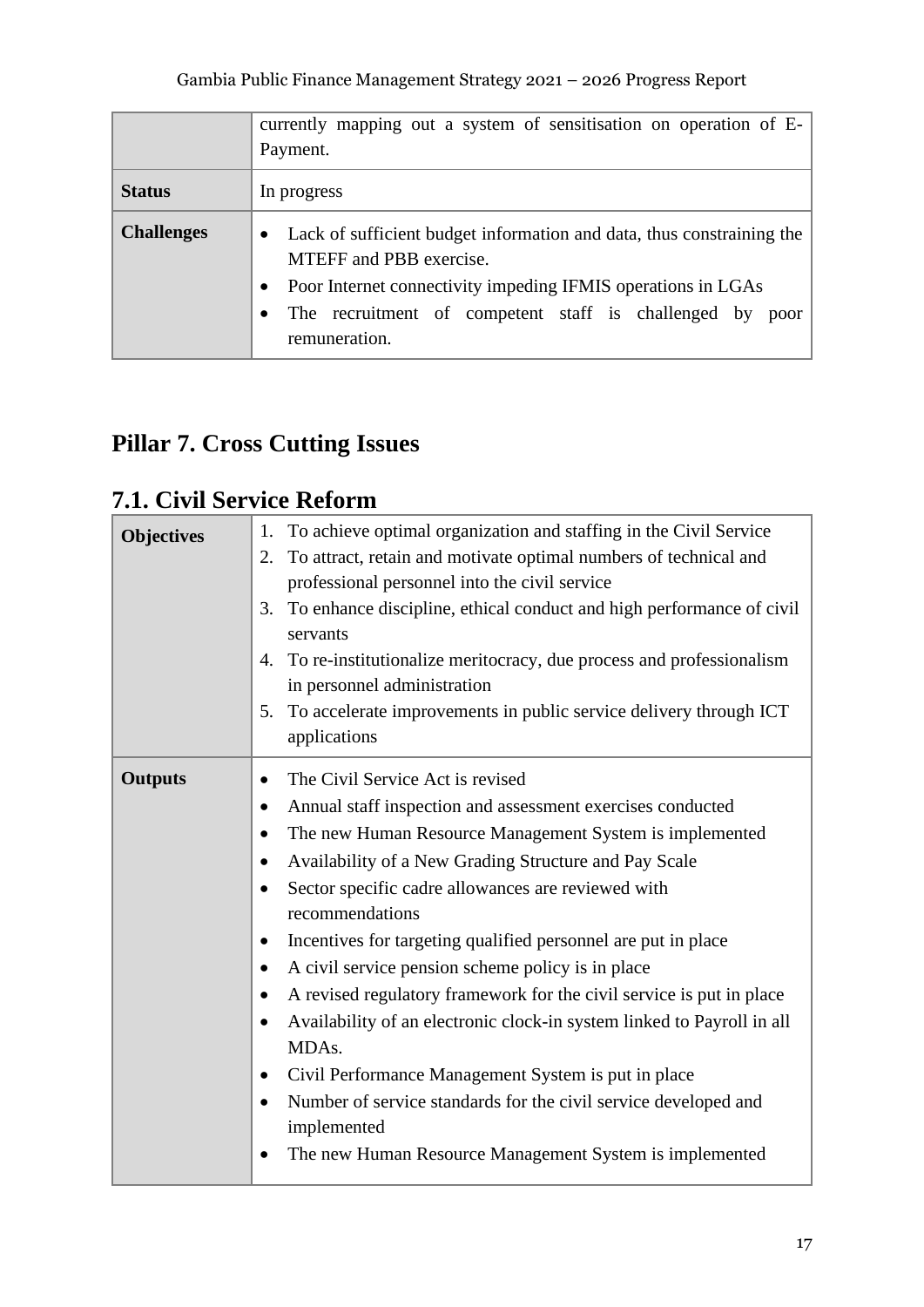| | currently mapping out a system of sensitisation on operation of E-Payment. |
|---|---|
| **Status** | In progress |
| **Challenges** | • Lack of sufficient budget information and data, thus constraining the MTEFF and PBB exercise.<br>• Poor Internet connectivity impeding IFMIS operations in LGAs<br>• The recruitment of competent staff is challenged by poor remuneration. |

# Pillar 7. Cross Cutting Issues

## 7.1. Civil Service Reform

| **Objectives** | 1. To achieve optimal organization and staffing in the Civil Service<br>2. To attract, retain and motivate optimal numbers of technical and professional personnel into the civil service<br>3. To enhance discipline, ethical conduct and high performance of civil servants<br>4. To re-institutionalize meritocracy, due process and professionalism in personnel administration<br>5. To accelerate improvements in public service delivery through ICT applications |
|---|---|
| **Outputs** | • The Civil Service Act is revised<br>• Annual staff inspection and assessment exercises conducted<br>• The new Human Resource Management System is implemented<br>• Availability of a New Grading Structure and Pay Scale<br>• Sector specific cadre allowances are reviewed with recommendations<br>• Incentives for targeting qualified personnel are put in place<br>• A civil service pension scheme policy is in place<br>• A revised regulatory framework for the civil service is put in place<br>• Availability of an electronic clock-in system linked to Payroll in all MDAs.<br>• Civil Performance Management System is put in place<br>• Number of service standards for the civil service developed and implemented<br>• The new Human Resource Management System is implemented |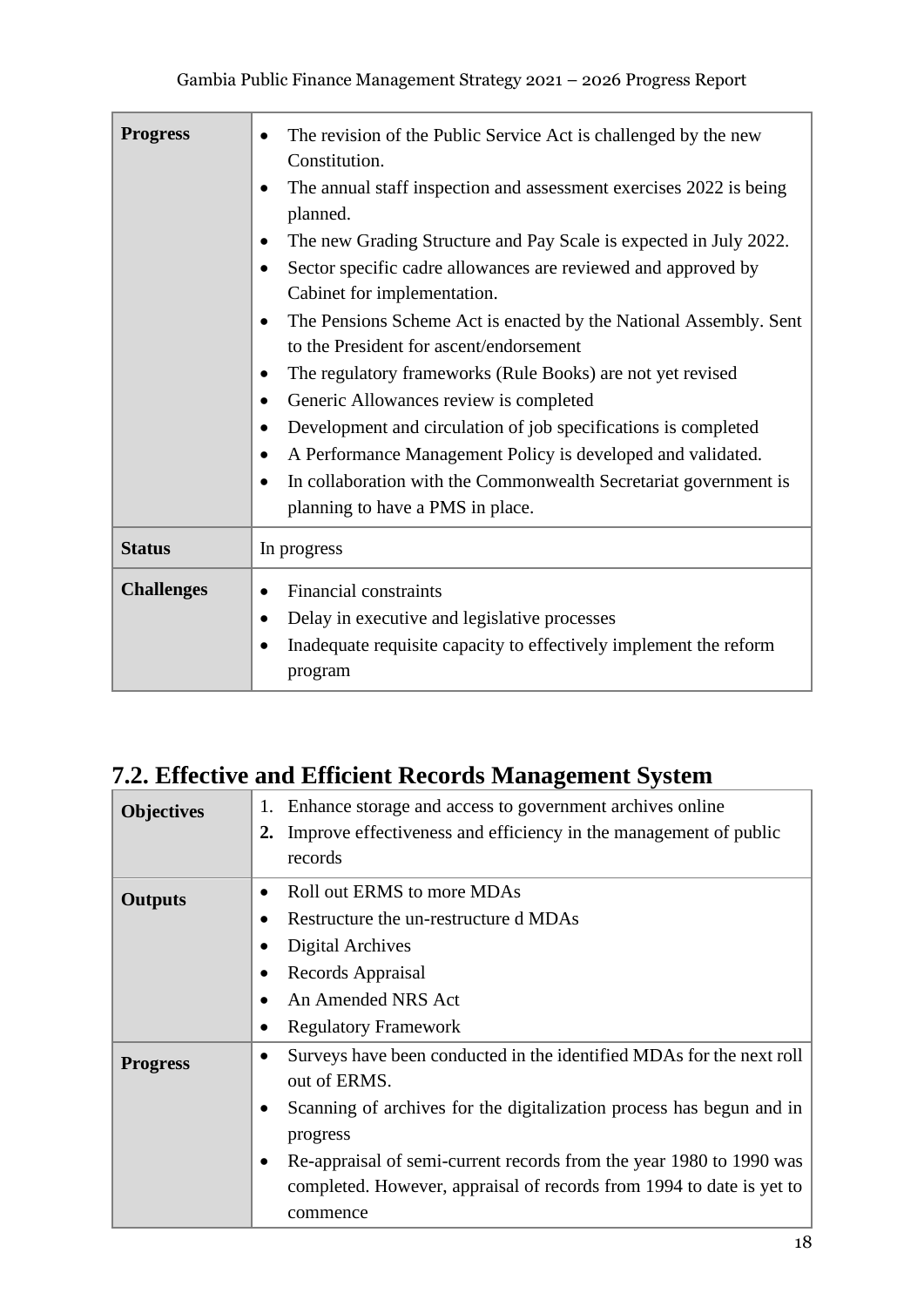| | |
|---|---|
| **Progress** | • The revision of the Public Service Act is challenged by the new Constitution.<br>• The annual staff inspection and assessment exercises 2022 is being planned.<br>• The new Grading Structure and Pay Scale is expected in July 2022.<br>• Sector specific cadre allowances are reviewed and approved by Cabinet for implementation.<br>• The Pensions Scheme Act is enacted by the National Assembly. Sent to the President for ascent/endorsement<br>• The regulatory frameworks (Rule Books) are not yet revised<br>• Generic Allowances review is completed<br>• Development and circulation of job specifications is completed<br>• A Performance Management Policy is developed and validated.<br>• In collaboration with the Commonwealth Secretariat government is planning to have a PMS in place. |
| **Status** | In progress |
| **Challenges** | • Financial constraints<br>• Delay in executive and legislative processes<br>• Inadequate requisite capacity to effectively implement the reform program |

## 7.2. Effective and Efficient Records Management System

| | |
|---|---|
| **Objectives** | 1. Enhance storage and access to government archives online<br>**2.** Improve effectiveness and efficiency in the management of public records |
| **Outputs** | • Roll out ERMS to more MDAs<br>• Restructure the un-restructure d MDAs<br>• Digital Archives<br>• Records Appraisal<br>• An Amended NRS Act<br>• Regulatory Framework |
| **Progress** | • Surveys have been conducted in the identified MDAs for the next roll out of ERMS.<br>• Scanning of archives for the digitalization process has begun and in progress<br>• Re-appraisal of semi-current records from the year 1980 to 1990 was completed. However, appraisal of records from 1994 to date is yet to commence |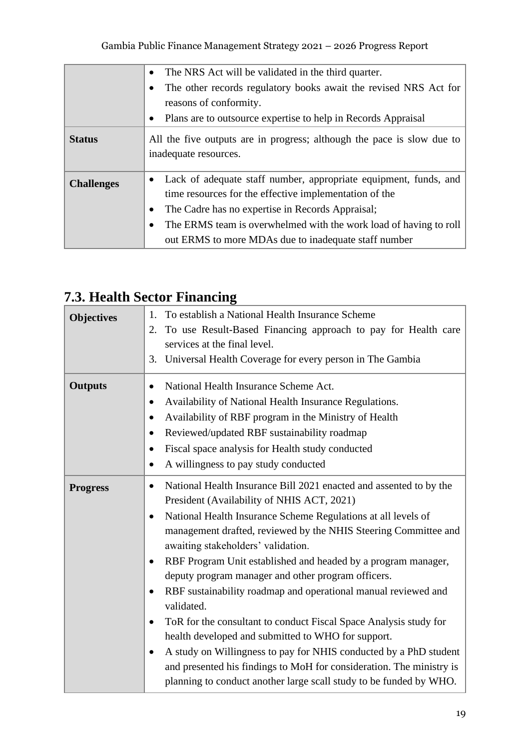| | |
|---|---|
| | • The NRS Act will be validated in the third quarter.<br>• The other records regulatory books await the revised NRS Act for reasons of conformity.<br>• Plans are to outsource expertise to help in Records Appraisal |
| **Status** | All the five outputs are in progress; although the pace is slow due to inadequate resources. |
| **Challenges** | • Lack of adequate staff number, appropriate equipment, funds, and time resources for the effective implementation of the<br>• The Cadre has no expertise in Records Appraisal;<br>• The ERMS team is overwhelmed with the work load of having to roll out ERMS to more MDAs due to inadequate staff number |

## 7.3. Health Sector Financing

| | |
|---|---|
| **Objectives** | 1. To establish a National Health Insurance Scheme<br>2. To use Result-Based Financing approach to pay for Health care services at the final level.<br>3. Universal Health Coverage for every person in The Gambia |
| **Outputs** | • National Health Insurance Scheme Act.<br>• Availability of National Health Insurance Regulations.<br>• Availability of RBF program in the Ministry of Health<br>• Reviewed/updated RBF sustainability roadmap<br>• Fiscal space analysis for Health study conducted<br>• A willingness to pay study conducted |
| **Progress** | • National Health Insurance Bill 2021 enacted and assented to by the President (Availability of NHIS ACT, 2021)<br>• National Health Insurance Scheme Regulations at all levels of management drafted, reviewed by the NHIS Steering Committee and awaiting stakeholders' validation.<br>• RBF Program Unit established and headed by a program manager, deputy program manager and other program officers.<br>• RBF sustainability roadmap and operational manual reviewed and validated.<br>• ToR for the consultant to conduct Fiscal Space Analysis study for health developed and submitted to WHO for support.<br>• A study on Willingness to pay for NHIS conducted by a PhD student and presented his findings to MoH for consideration. The ministry is planning to conduct another large scall study to be funded by WHO. |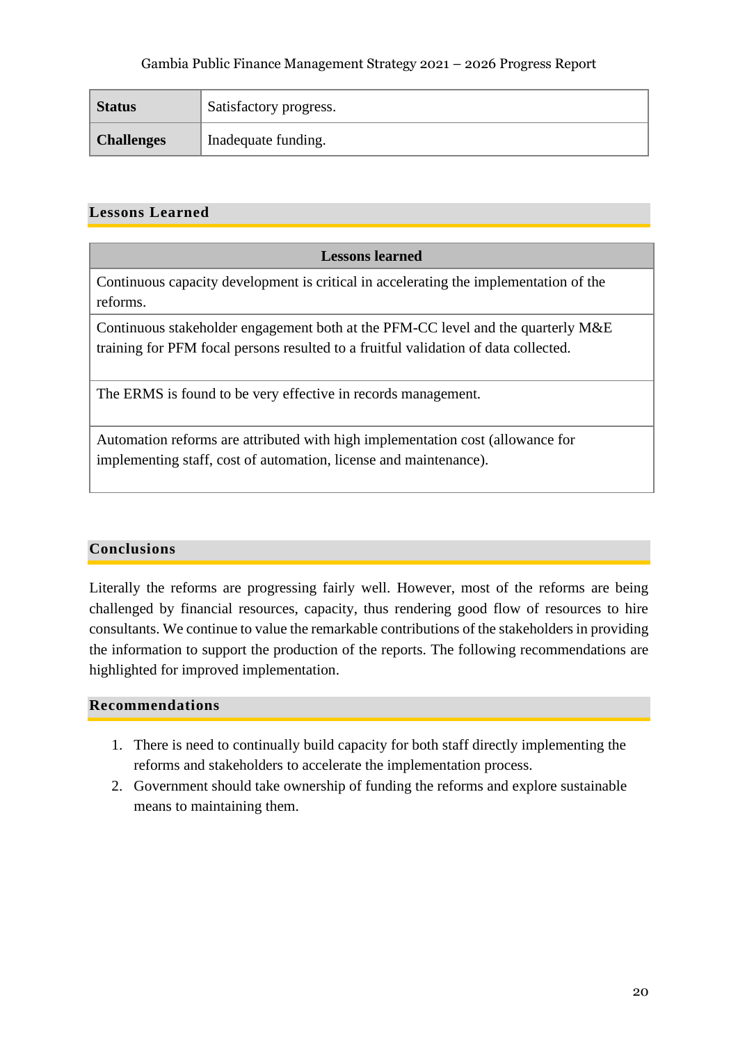| | |
|---|---|
| **Status** | Satisfactory progress. |
| **Challenges** | Inadequate funding. |

## Lessons Learned

| Lessons learned |
|---|
| Continuous capacity development is critical in accelerating the implementation of the reforms. |
| Continuous stakeholder engagement both at the PFM-CC level and the quarterly M&E training for PFM focal persons resulted to a fruitful validation of data collected. |
| The ERMS is found to be very effective in records management. |
| Automation reforms are attributed with high implementation cost (allowance for implementing staff, cost of automation, license and maintenance). |

## Conclusions

Literally the reforms are progressing fairly well. However, most of the reforms are being challenged by financial resources, capacity, thus rendering good flow of resources to hire consultants. We continue to value the remarkable contributions of the stakeholders in providing the information to support the production of the reports. The following recommendations are highlighted for improved implementation.

## Recommendations

1. There is need to continually build capacity for both staff directly implementing the reforms and stakeholders to accelerate the implementation process.
2. Government should take ownership of funding the reforms and explore sustainable means to maintaining them.